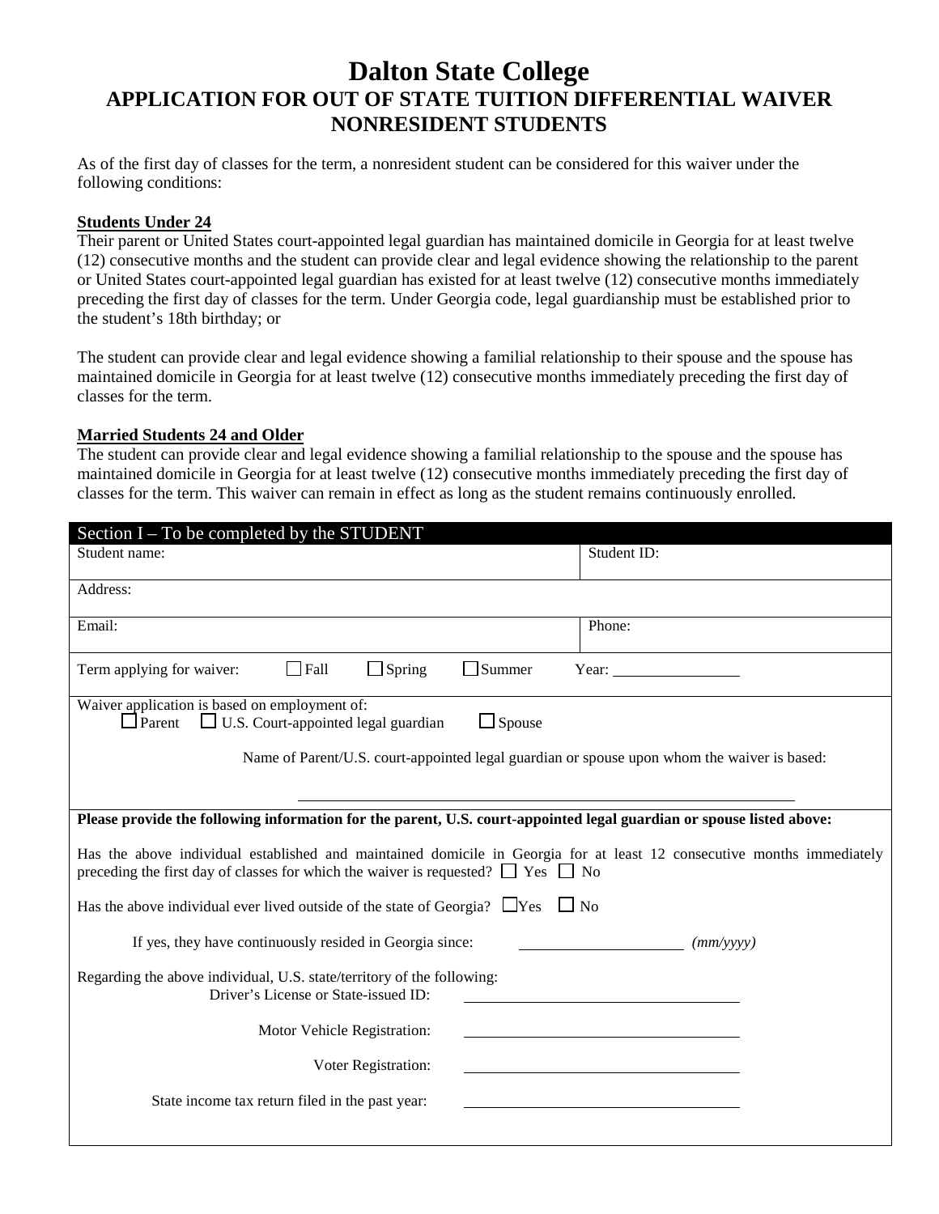# Dalton State College

## APPLICATION FOR OUT OF STATE TUITION DIFFERENTIAL WAIVER NONRESIDENT STUDENTS

As of the first day of classes for the term, a nonresident student can be considered for this waiver under the following conditions:

**Students Under 24**

Their parent or United States court-appointed legal guardian has maintained domicile in Georgia for at least twelve (12) consecutive months and the student can provide clear and legal evidence showing the relationship to the parent or United States court-appointed legal guardian has existed for at least twelve (12) consecutive months immediately preceding the first day of classes for the term. Under Georgia code, legal guardianship must be established prior to the student's 18th birthday; or

The student can provide clear and legal evidence showing a familial relationship to their spouse and the spouse has maintained domicile in Georgia for at least twelve (12) consecutive months immediately preceding the first day of classes for the term.

**Married Students 24 and Older**

The student can provide clear and legal evidence showing a familial relationship to the spouse and the spouse has maintained domicile in Georgia for at least twelve (12) consecutive months immediately preceding the first day of classes for the term. This waiver can remain in effect as long as the student remains continuously enrolled.

### Section I – To be completed by the STUDENT

| Student name: | Student ID: |
|---|---|
| Address: | |
| Email: | Phone: |

Term applying for waiver: ☐ Fall ☐ Spring ☐ Summer Year: ________________

Waiver application is based on employment of:
☐ Parent ☐ U.S. Court-appointed legal guardian ☐ Spouse

Name of Parent/U.S. court-appointed legal guardian or spouse upon whom the waiver is based:

______________________________________________

**Please provide the following information for the parent, U.S. court-appointed legal guardian or spouse listed above:**

Has the above individual established and maintained domicile in Georgia for at least 12 consecutive months immediately preceding the first day of classes for which the waiver is requested? ☐ Yes ☐ No

Has the above individual ever lived outside of the state of Georgia? ☐ Yes ☐ No

If yes, they have continuously resided in Georgia since: ____________________ *(mm/yyyy)*

Regarding the above individual, U.S. state/territory of the following:

Driver's License or State-issued ID: ______________________________

Motor Vehicle Registration: ______________________________

Voter Registration: ______________________________

State income tax return filed in the past year: ______________________________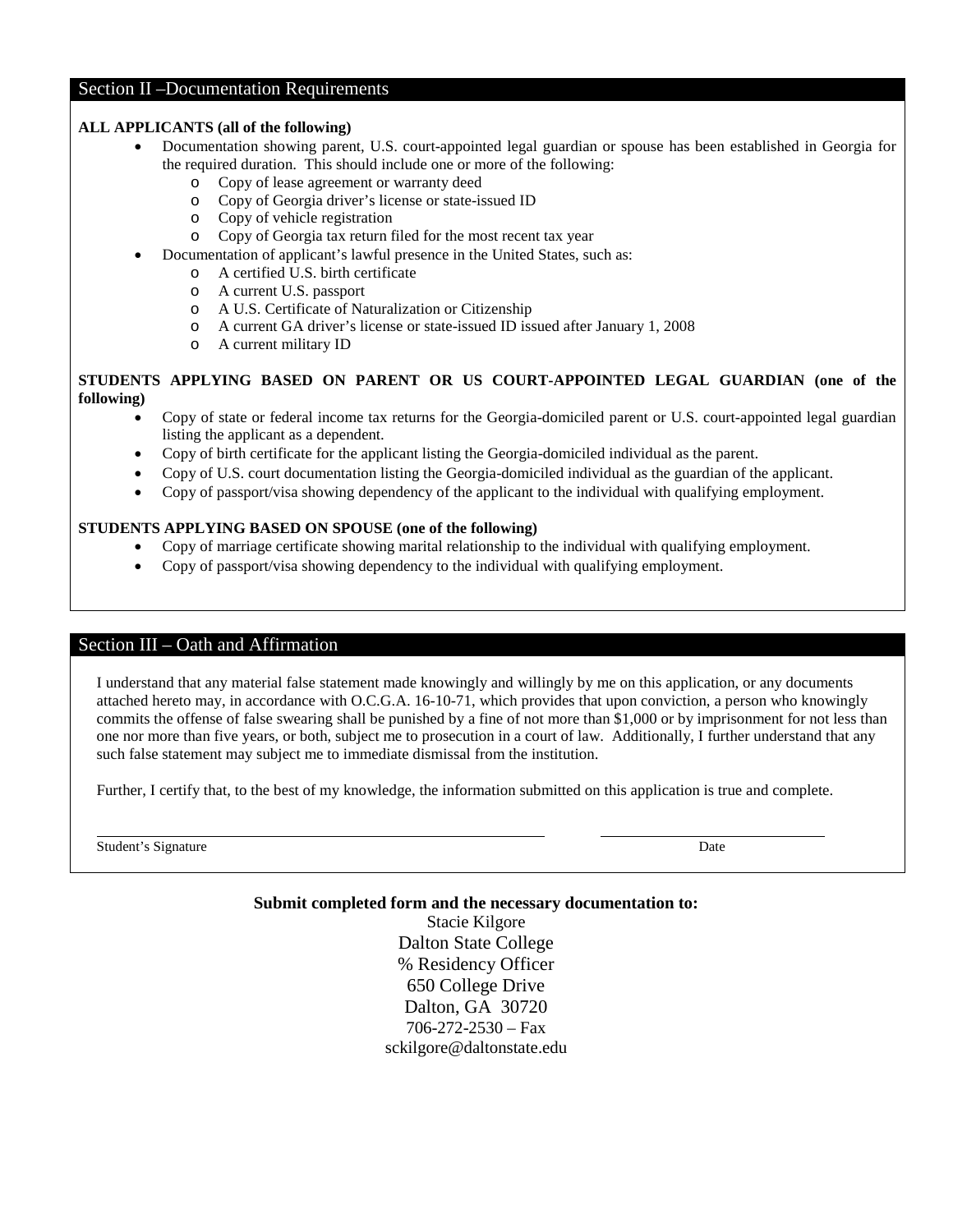## Section II –Documentation Requirements

**ALL APPLICANTS (all of the following)**

- Documentation showing parent, U.S. court-appointed legal guardian or spouse has been established in Georgia for the required duration. This should include one or more of the following:
  - Copy of lease agreement or warranty deed
  - Copy of Georgia driver's license or state-issued ID
  - Copy of vehicle registration
  - Copy of Georgia tax return filed for the most recent tax year
- Documentation of applicant's lawful presence in the United States, such as:
  - A certified U.S. birth certificate
  - A current U.S. passport
  - A U.S. Certificate of Naturalization or Citizenship
  - A current GA driver's license or state-issued ID issued after January 1, 2008
  - A current military ID

**STUDENTS APPLYING BASED ON PARENT OR US COURT-APPOINTED LEGAL GUARDIAN (one of the following)**

- Copy of state or federal income tax returns for the Georgia-domiciled parent or U.S. court-appointed legal guardian listing the applicant as a dependent.
- Copy of birth certificate for the applicant listing the Georgia-domiciled individual as the parent.
- Copy of U.S. court documentation listing the Georgia-domiciled individual as the guardian of the applicant.
- Copy of passport/visa showing dependency of the applicant to the individual with qualifying employment.

**STUDENTS APPLYING BASED ON SPOUSE (one of the following)**

- Copy of marriage certificate showing marital relationship to the individual with qualifying employment.
- Copy of passport/visa showing dependency to the individual with qualifying employment.

## Section III – Oath and Affirmation

I understand that any material false statement made knowingly and willingly by me on this application, or any documents attached hereto may, in accordance with O.C.G.A. 16-10-71, which provides that upon conviction, a person who knowingly commits the offense of false swearing shall be punished by a fine of not more than $1,000 or by imprisonment for not less than one nor more than five years, or both, subject me to prosecution in a court of law. Additionally, I further understand that any such false statement may subject me to immediate dismissal from the institution.

Further, I certify that, to the best of my knowledge, the information submitted on this application is true and complete.

Student's Signature ______________________________ Date ______________

**Submit completed form and the necessary documentation to:**

Stacie Kilgore
Dalton State College
% Residency Officer
650 College Drive
Dalton, GA 30720
706-272-2530 – Fax
sckilgore@daltonstate.edu